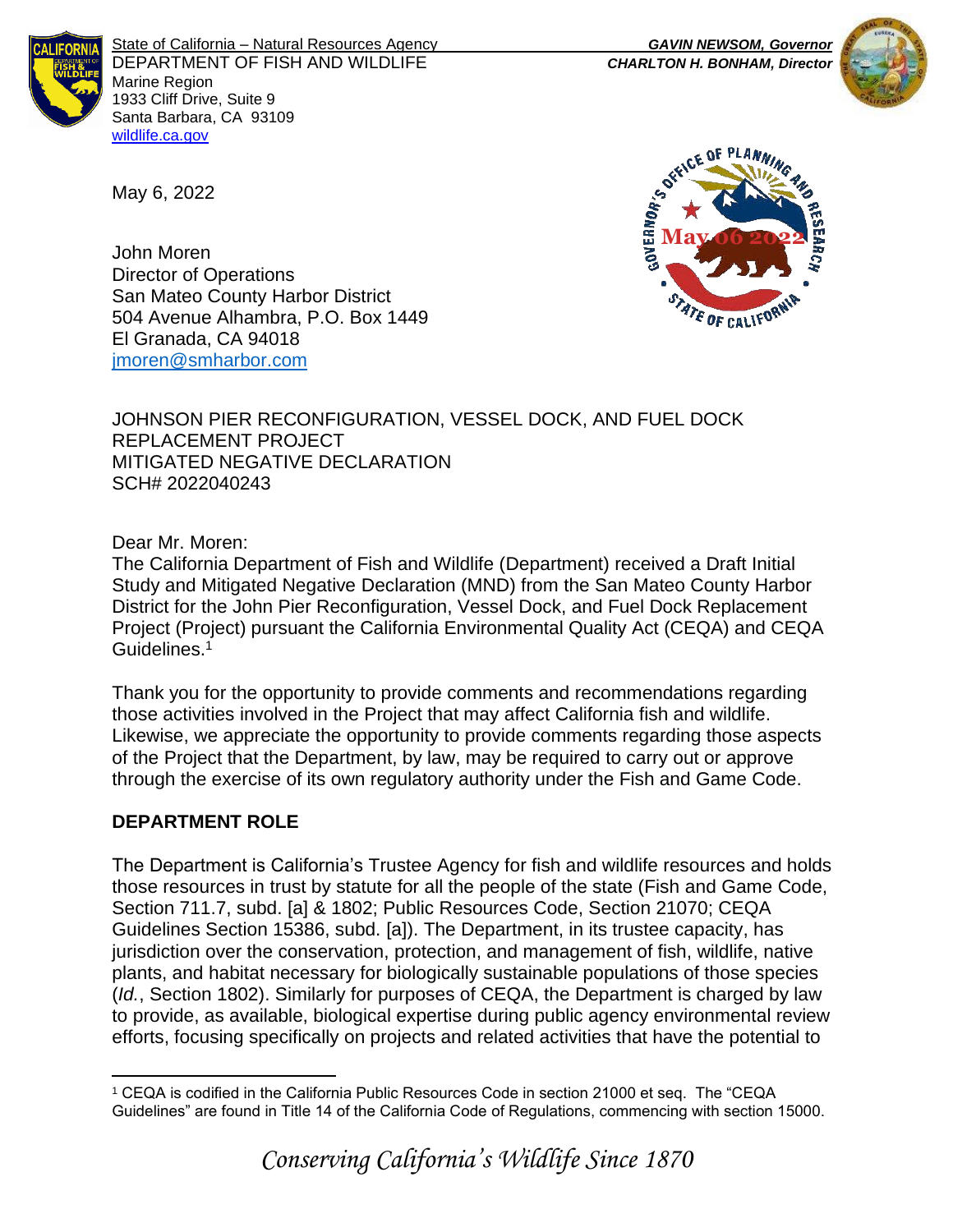State of California – Natural Resources Agency
DEPARTMENT OF FISH AND WILDLIFE
Marine Region
1933 Cliff Drive, Suite 9
Santa Barbara, CA 93109
wildlife.ca.gov

*GAVIN NEWSOM, Governor*
*CHARLTON H. BONHAM, Director*

May 6, 2022

John Moren
Director of Operations
San Mateo County Harbor District
504 Avenue Alhambra, P.O. Box 1449
El Granada, CA 94018
jmoren@smharbor.com

JOHNSON PIER RECONFIGURATION, VESSEL DOCK, AND FUEL DOCK REPLACEMENT PROJECT
MITIGATED NEGATIVE DECLARATION
SCH# 2022040243

Dear Mr. Moren:
The California Department of Fish and Wildlife (Department) received a Draft Initial Study and Mitigated Negative Declaration (MND) from the San Mateo County Harbor District for the John Pier Reconfiguration, Vessel Dock, and Fuel Dock Replacement Project (Project) pursuant the California Environmental Quality Act (CEQA) and CEQA Guidelines.[1]

Thank you for the opportunity to provide comments and recommendations regarding those activities involved in the Project that may affect California fish and wildlife. Likewise, we appreciate the opportunity to provide comments regarding those aspects of the Project that the Department, by law, may be required to carry out or approve through the exercise of its own regulatory authority under the Fish and Game Code.

## DEPARTMENT ROLE

The Department is California's Trustee Agency for fish and wildlife resources and holds those resources in trust by statute for all the people of the state (Fish and Game Code, Section 711.7, subd. [a] & 1802; Public Resources Code, Section 21070; CEQA Guidelines Section 15386, subd. [a]). The Department, in its trustee capacity, has jurisdiction over the conservation, protection, and management of fish, wildlife, native plants, and habitat necessary for biologically sustainable populations of those species (*Id.*, Section 1802). Similarly for purposes of CEQA, the Department is charged by law to provide, as available, biological expertise during public agency environmental review efforts, focusing specifically on projects and related activities that have the potential to

[1] CEQA is codified in the California Public Resources Code in section 21000 et seq. The "CEQA Guidelines" are found in Title 14 of the California Code of Regulations, commencing with section 15000.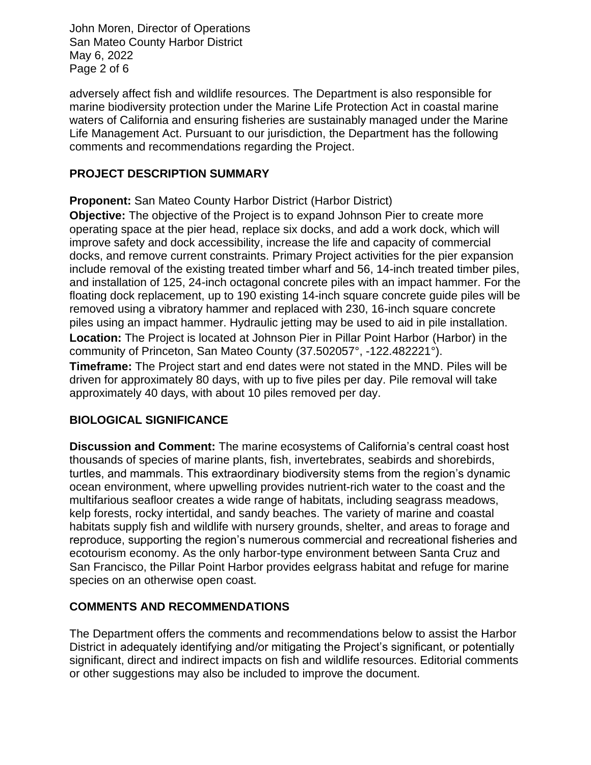adversely affect fish and wildlife resources. The Department is also responsible for marine biodiversity protection under the Marine Life Protection Act in coastal marine waters of California and ensuring fisheries are sustainably managed under the Marine Life Management Act. Pursuant to our jurisdiction, the Department has the following comments and recommendations regarding the Project.

## PROJECT DESCRIPTION SUMMARY

**Proponent:** San Mateo County Harbor District (Harbor District)

**Objective:** The objective of the Project is to expand Johnson Pier to create more operating space at the pier head, replace six docks, and add a work dock, which will improve safety and dock accessibility, increase the life and capacity of commercial docks, and remove current constraints. Primary Project activities for the pier expansion include removal of the existing treated timber wharf and 56, 14-inch treated timber piles, and installation of 125, 24-inch octagonal concrete piles with an impact hammer. For the floating dock replacement, up to 190 existing 14-inch square concrete guide piles will be removed using a vibratory hammer and replaced with 230, 16-inch square concrete piles using an impact hammer. Hydraulic jetting may be used to aid in pile installation.

**Location:** The Project is located at Johnson Pier in Pillar Point Harbor (Harbor) in the community of Princeton, San Mateo County (37.502057°, -122.482221°).

**Timeframe:** The Project start and end dates were not stated in the MND. Piles will be driven for approximately 80 days, with up to five piles per day. Pile removal will take approximately 40 days, with about 10 piles removed per day.

## BIOLOGICAL SIGNIFICANCE

**Discussion and Comment:** The marine ecosystems of California's central coast host thousands of species of marine plants, fish, invertebrates, seabirds and shorebirds, turtles, and mammals. This extraordinary biodiversity stems from the region's dynamic ocean environment, where upwelling provides nutrient-rich water to the coast and the multifarious seafloor creates a wide range of habitats, including seagrass meadows, kelp forests, rocky intertidal, and sandy beaches. The variety of marine and coastal habitats supply fish and wildlife with nursery grounds, shelter, and areas to forage and reproduce, supporting the region's numerous commercial and recreational fisheries and ecotourism economy. As the only harbor-type environment between Santa Cruz and San Francisco, the Pillar Point Harbor provides eelgrass habitat and refuge for marine species on an otherwise open coast.

## COMMENTS AND RECOMMENDATIONS

The Department offers the comments and recommendations below to assist the Harbor District in adequately identifying and/or mitigating the Project's significant, or potentially significant, direct and indirect impacts on fish and wildlife resources. Editorial comments or other suggestions may also be included to improve the document.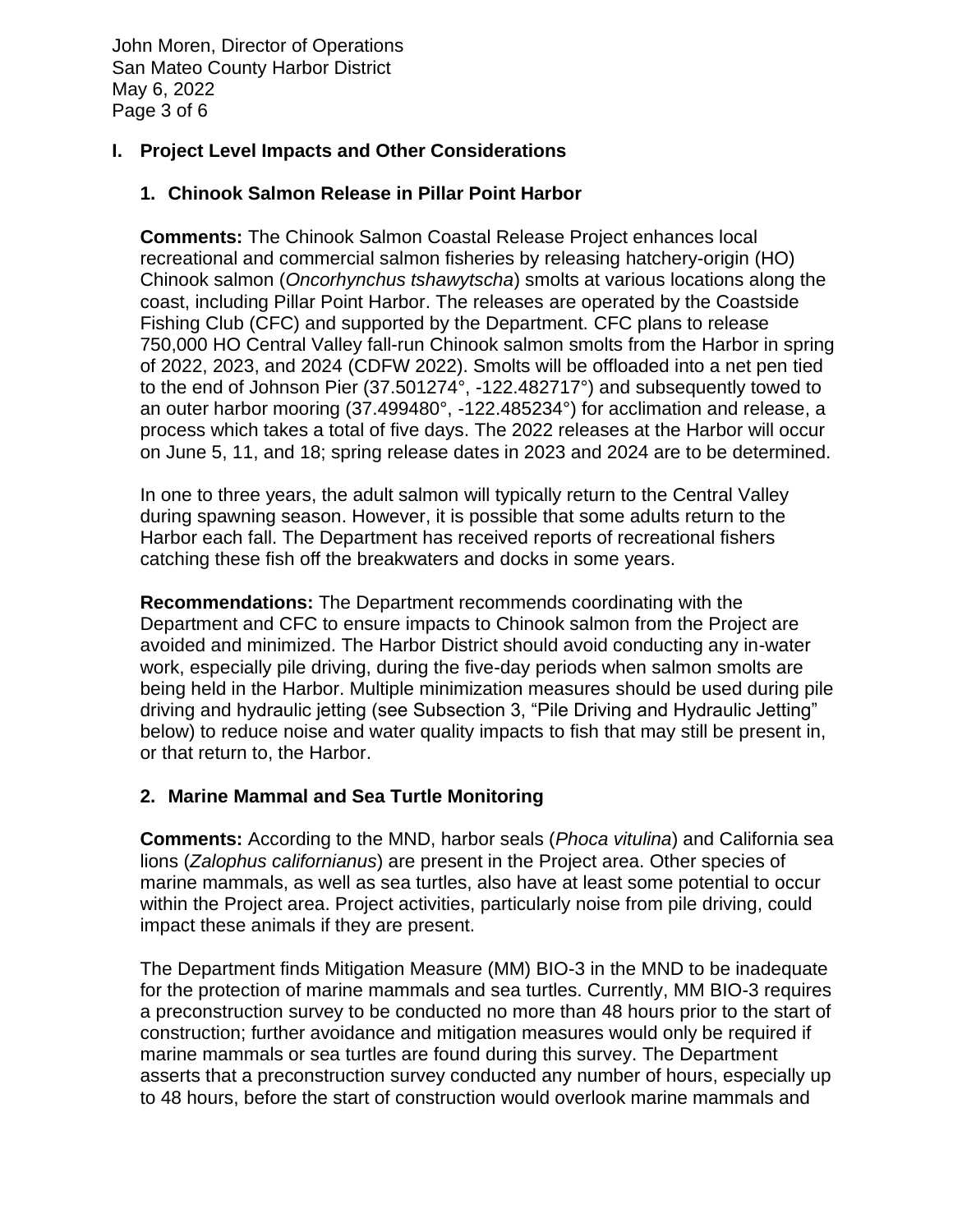## I. Project Level Impacts and Other Considerations

### 1. Chinook Salmon Release in Pillar Point Harbor

**Comments:** The Chinook Salmon Coastal Release Project enhances local recreational and commercial salmon fisheries by releasing hatchery-origin (HO) Chinook salmon (*Oncorhynchus tshawytscha*) smolts at various locations along the coast, including Pillar Point Harbor. The releases are operated by the Coastside Fishing Club (CFC) and supported by the Department. CFC plans to release 750,000 HO Central Valley fall-run Chinook salmon smolts from the Harbor in spring of 2022, 2023, and 2024 (CDFW 2022). Smolts will be offloaded into a net pen tied to the end of Johnson Pier (37.501274°, -122.482717°) and subsequently towed to an outer harbor mooring (37.499480°, -122.485234°) for acclimation and release, a process which takes a total of five days. The 2022 releases at the Harbor will occur on June 5, 11, and 18; spring release dates in 2023 and 2024 are to be determined.

In one to three years, the adult salmon will typically return to the Central Valley during spawning season. However, it is possible that some adults return to the Harbor each fall. The Department has received reports of recreational fishers catching these fish off the breakwaters and docks in some years.

**Recommendations:** The Department recommends coordinating with the Department and CFC to ensure impacts to Chinook salmon from the Project are avoided and minimized. The Harbor District should avoid conducting any in-water work, especially pile driving, during the five-day periods when salmon smolts are being held in the Harbor. Multiple minimization measures should be used during pile driving and hydraulic jetting (see Subsection 3, "Pile Driving and Hydraulic Jetting" below) to reduce noise and water quality impacts to fish that may still be present in, or that return to, the Harbor.

### 2. Marine Mammal and Sea Turtle Monitoring

**Comments:** According to the MND, harbor seals (*Phoca vitulina*) and California sea lions (*Zalophus californianus*) are present in the Project area. Other species of marine mammals, as well as sea turtles, also have at least some potential to occur within the Project area. Project activities, particularly noise from pile driving, could impact these animals if they are present.

The Department finds Mitigation Measure (MM) BIO-3 in the MND to be inadequate for the protection of marine mammals and sea turtles. Currently, MM BIO-3 requires a preconstruction survey to be conducted no more than 48 hours prior to the start of construction; further avoidance and mitigation measures would only be required if marine mammals or sea turtles are found during this survey. The Department asserts that a preconstruction survey conducted any number of hours, especially up to 48 hours, before the start of construction would overlook marine mammals and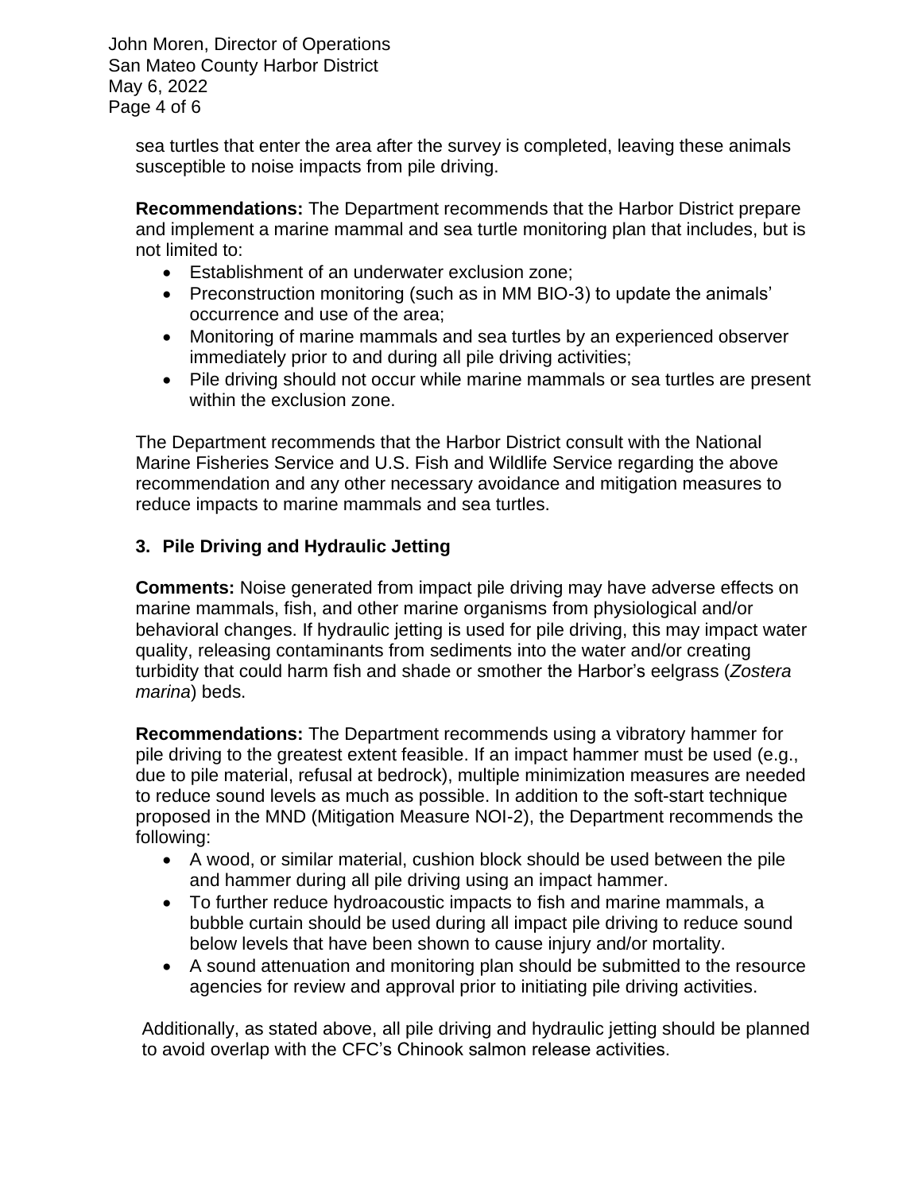sea turtles that enter the area after the survey is completed, leaving these animals susceptible to noise impacts from pile driving.

**Recommendations:** The Department recommends that the Harbor District prepare and implement a marine mammal and sea turtle monitoring plan that includes, but is not limited to:

- Establishment of an underwater exclusion zone;
- Preconstruction monitoring (such as in MM BIO-3) to update the animals' occurrence and use of the area;
- Monitoring of marine mammals and sea turtles by an experienced observer immediately prior to and during all pile driving activities;
- Pile driving should not occur while marine mammals or sea turtles are present within the exclusion zone.

The Department recommends that the Harbor District consult with the National Marine Fisheries Service and U.S. Fish and Wildlife Service regarding the above recommendation and any other necessary avoidance and mitigation measures to reduce impacts to marine mammals and sea turtles.

**3. Pile Driving and Hydraulic Jetting**

**Comments:** Noise generated from impact pile driving may have adverse effects on marine mammals, fish, and other marine organisms from physiological and/or behavioral changes. If hydraulic jetting is used for pile driving, this may impact water quality, releasing contaminants from sediments into the water and/or creating turbidity that could harm fish and shade or smother the Harbor's eelgrass (*Zostera marina*) beds.

**Recommendations:** The Department recommends using a vibratory hammer for pile driving to the greatest extent feasible. If an impact hammer must be used (e.g., due to pile material, refusal at bedrock), multiple minimization measures are needed to reduce sound levels as much as possible. In addition to the soft-start technique proposed in the MND (Mitigation Measure NOI-2), the Department recommends the following:

- A wood, or similar material, cushion block should be used between the pile and hammer during all pile driving using an impact hammer.
- To further reduce hydroacoustic impacts to fish and marine mammals, a bubble curtain should be used during all impact pile driving to reduce sound below levels that have been shown to cause injury and/or mortality.
- A sound attenuation and monitoring plan should be submitted to the resource agencies for review and approval prior to initiating pile driving activities.

Additionally, as stated above, all pile driving and hydraulic jetting should be planned to avoid overlap with the CFC's Chinook salmon release activities.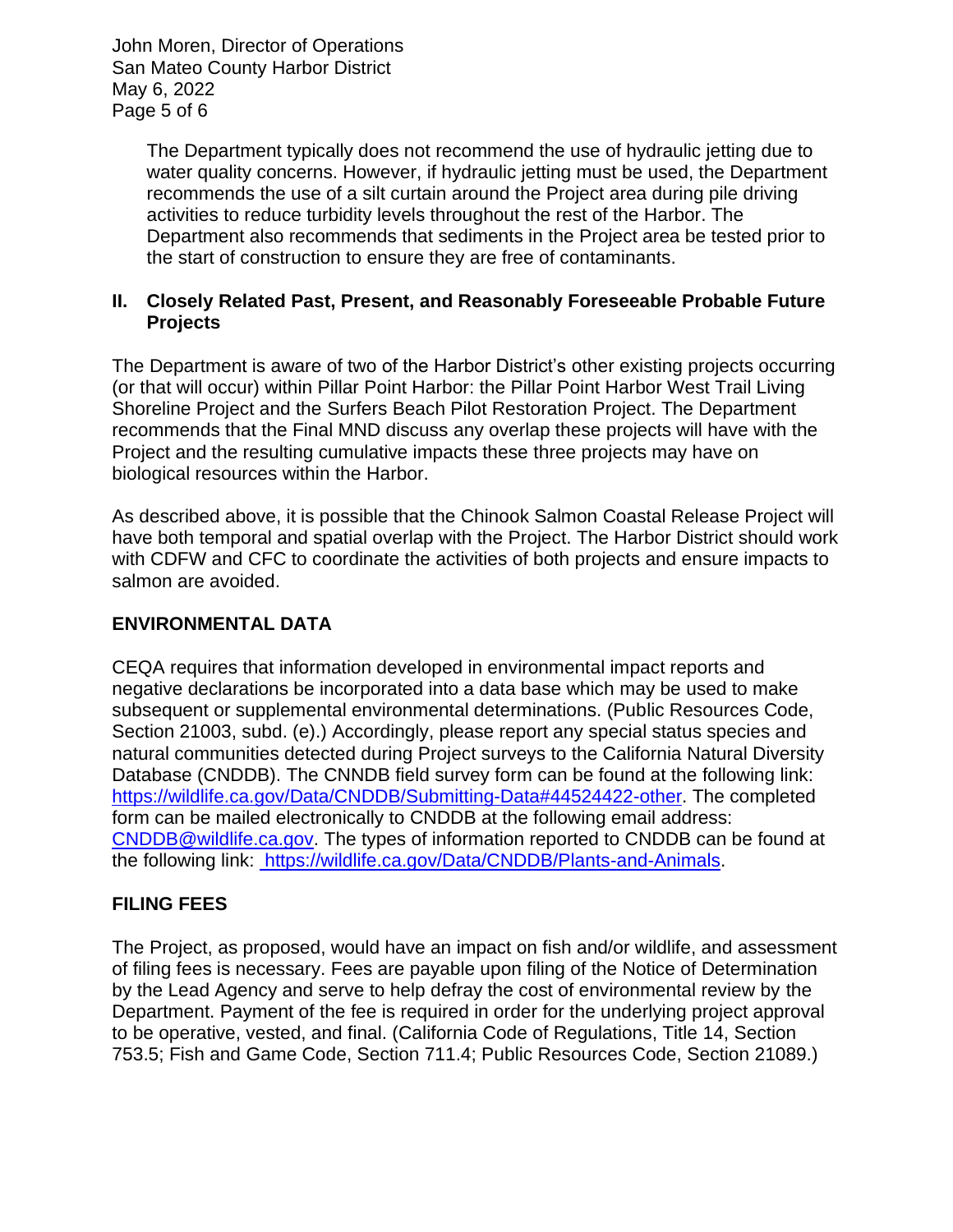The Department typically does not recommend the use of hydraulic jetting due to water quality concerns. However, if hydraulic jetting must be used, the Department recommends the use of a silt curtain around the Project area during pile driving activities to reduce turbidity levels throughout the rest of the Harbor. The Department also recommends that sediments in the Project area be tested prior to the start of construction to ensure they are free of contaminants.

## II. Closely Related Past, Present, and Reasonably Foreseeable Probable Future Projects

The Department is aware of two of the Harbor District's other existing projects occurring (or that will occur) within Pillar Point Harbor: the Pillar Point Harbor West Trail Living Shoreline Project and the Surfers Beach Pilot Restoration Project. The Department recommends that the Final MND discuss any overlap these projects will have with the Project and the resulting cumulative impacts these three projects may have on biological resources within the Harbor.

As described above, it is possible that the Chinook Salmon Coastal Release Project will have both temporal and spatial overlap with the Project. The Harbor District should work with CDFW and CFC to coordinate the activities of both projects and ensure impacts to salmon are avoided.

## ENVIRONMENTAL DATA

CEQA requires that information developed in environmental impact reports and negative declarations be incorporated into a data base which may be used to make subsequent or supplemental environmental determinations. (Public Resources Code, Section 21003, subd. (e).) Accordingly, please report any special status species and natural communities detected during Project surveys to the California Natural Diversity Database (CNDDB). The CNNDB field survey form can be found at the following link: https://wildlife.ca.gov/Data/CNDDB/Submitting-Data#44524422-other. The completed form can be mailed electronically to CNDDB at the following email address: CNDDB@wildlife.ca.gov. The types of information reported to CNDDB can be found at the following link: https://wildlife.ca.gov/Data/CNDDB/Plants-and-Animals.

## FILING FEES

The Project, as proposed, would have an impact on fish and/or wildlife, and assessment of filing fees is necessary. Fees are payable upon filing of the Notice of Determination by the Lead Agency and serve to help defray the cost of environmental review by the Department. Payment of the fee is required in order for the underlying project approval to be operative, vested, and final. (California Code of Regulations, Title 14, Section 753.5; Fish and Game Code, Section 711.4; Public Resources Code, Section 21089.)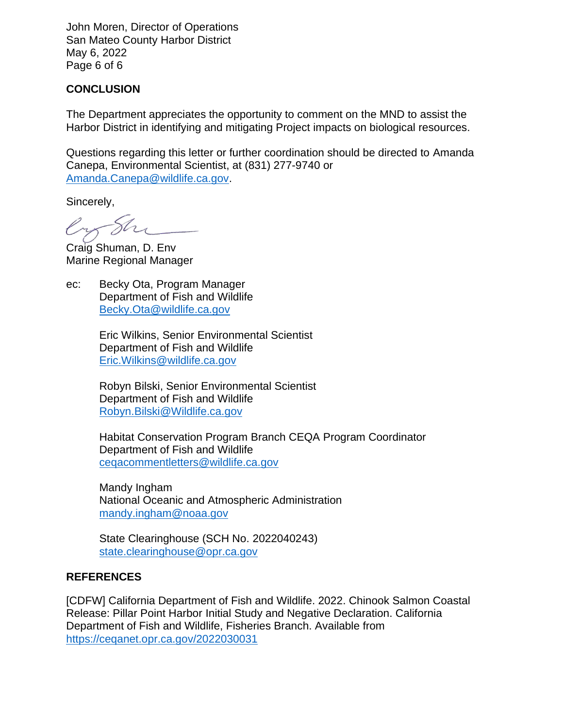John Moren, Director of Operations
San Mateo County Harbor District
May 6, 2022

## CONCLUSION

The Department appreciates the opportunity to comment on the MND to assist the Harbor District in identifying and mitigating Project impacts on biological resources.

Questions regarding this letter or further coordination should be directed to Amanda Canepa, Environmental Scientist, at (831) 277-9740 or Amanda.Canepa@wildlife.ca.gov.

Sincerely,

Craig Shuman, D. Env
Marine Regional Manager

ec: Becky Ota, Program Manager
Department of Fish and Wildlife
Becky.Ota@wildlife.ca.gov

Eric Wilkins, Senior Environmental Scientist
Department of Fish and Wildlife
Eric.Wilkins@wildlife.ca.gov

Robyn Bilski, Senior Environmental Scientist
Department of Fish and Wildlife
Robyn.Bilski@Wildlife.ca.gov

Habitat Conservation Program Branch CEQA Program Coordinator
Department of Fish and Wildlife
ceqacommentletters@wildlife.ca.gov

Mandy Ingham
National Oceanic and Atmospheric Administration
mandy.ingham@noaa.gov

State Clearinghouse (SCH No. 2022040243)
state.clearinghouse@opr.ca.gov

## REFERENCES

[CDFW] California Department of Fish and Wildlife. 2022. Chinook Salmon Coastal Release: Pillar Point Harbor Initial Study and Negative Declaration. California Department of Fish and Wildlife, Fisheries Branch. Available from https://ceqanet.opr.ca.gov/2022030031